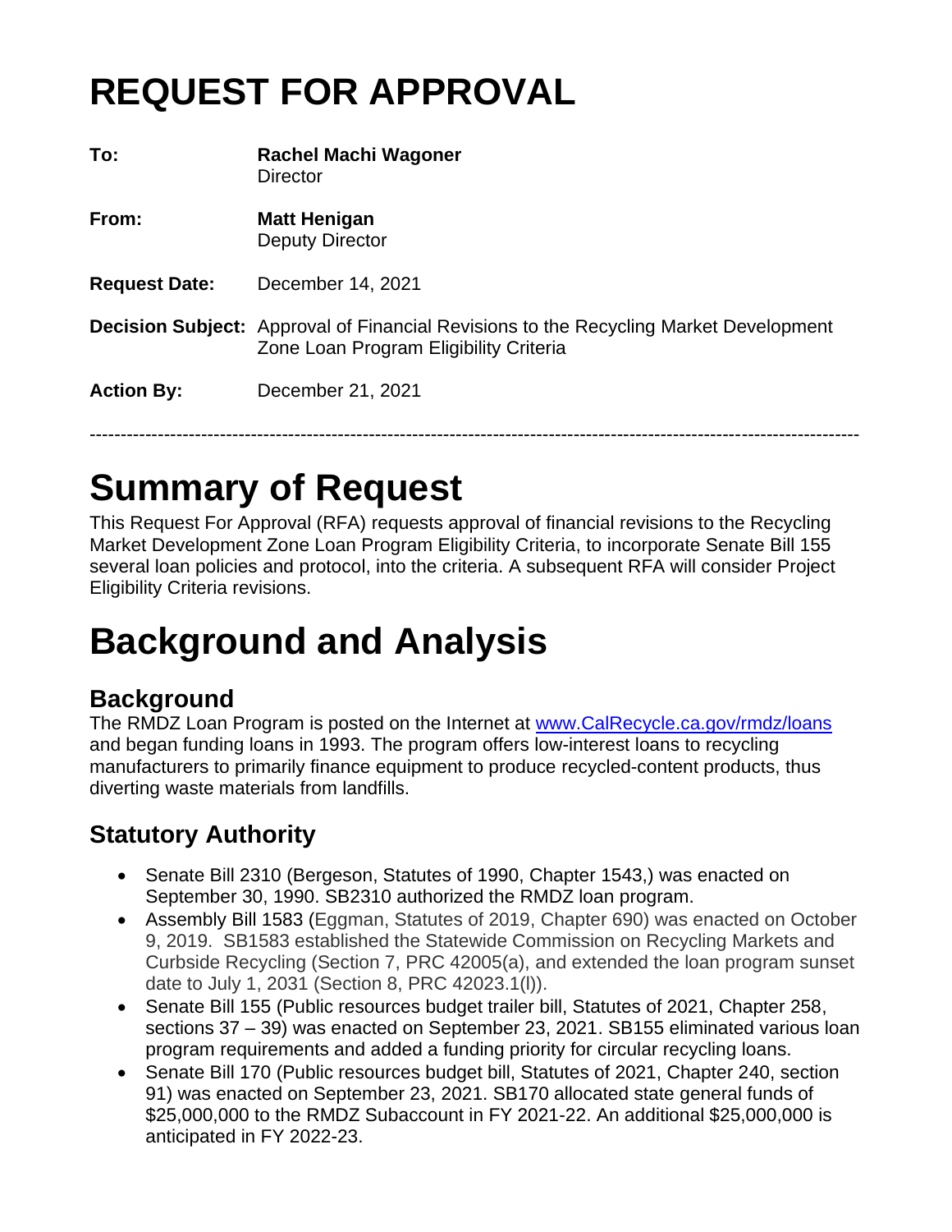# REQUEST FOR APPROVAL

**To:** **Rachel Machi Wagoner**
Director

**From:** **Matt Henigan**
Deputy Director

**Request Date:** December 14, 2021

**Decision Subject:** Approval of Financial Revisions to the Recycling Market Development Zone Loan Program Eligibility Criteria

**Action By:** December 21, 2021

---

# Summary of Request

This Request For Approval (RFA) requests approval of financial revisions to the Recycling Market Development Zone Loan Program Eligibility Criteria, to incorporate Senate Bill 155 several loan policies and protocol, into the criteria. A subsequent RFA will consider Project Eligibility Criteria revisions.

# Background and Analysis

## Background

The RMDZ Loan Program is posted on the Internet at [www.CalRecycle.ca.gov/rmdz/loans](www.CalRecycle.ca.gov/rmdz/loans) and began funding loans in 1993. The program offers low-interest loans to recycling manufacturers to primarily finance equipment to produce recycled-content products, thus diverting waste materials from landfills.

## Statutory Authority

- Senate Bill 2310 (Bergeson, Statutes of 1990, Chapter 1543,) was enacted on September 30, 1990. SB2310 authorized the RMDZ loan program.
- Assembly Bill 1583 (Eggman, Statutes of 2019, Chapter 690) was enacted on October 9, 2019. SB1583 established the Statewide Commission on Recycling Markets and Curbside Recycling (Section 7, PRC 42005(a), and extended the loan program sunset date to July 1, 2031 (Section 8, PRC 42023.1(l)).
- Senate Bill 155 (Public resources budget trailer bill, Statutes of 2021, Chapter 258, sections 37 – 39) was enacted on September 23, 2021. SB155 eliminated various loan program requirements and added a funding priority for circular recycling loans.
- Senate Bill 170 (Public resources budget bill, Statutes of 2021, Chapter 240, section 91) was enacted on September 23, 2021. SB170 allocated state general funds of $25,000,000 to the RMDZ Subaccount in FY 2021-22. An additional $25,000,000 is anticipated in FY 2022-23.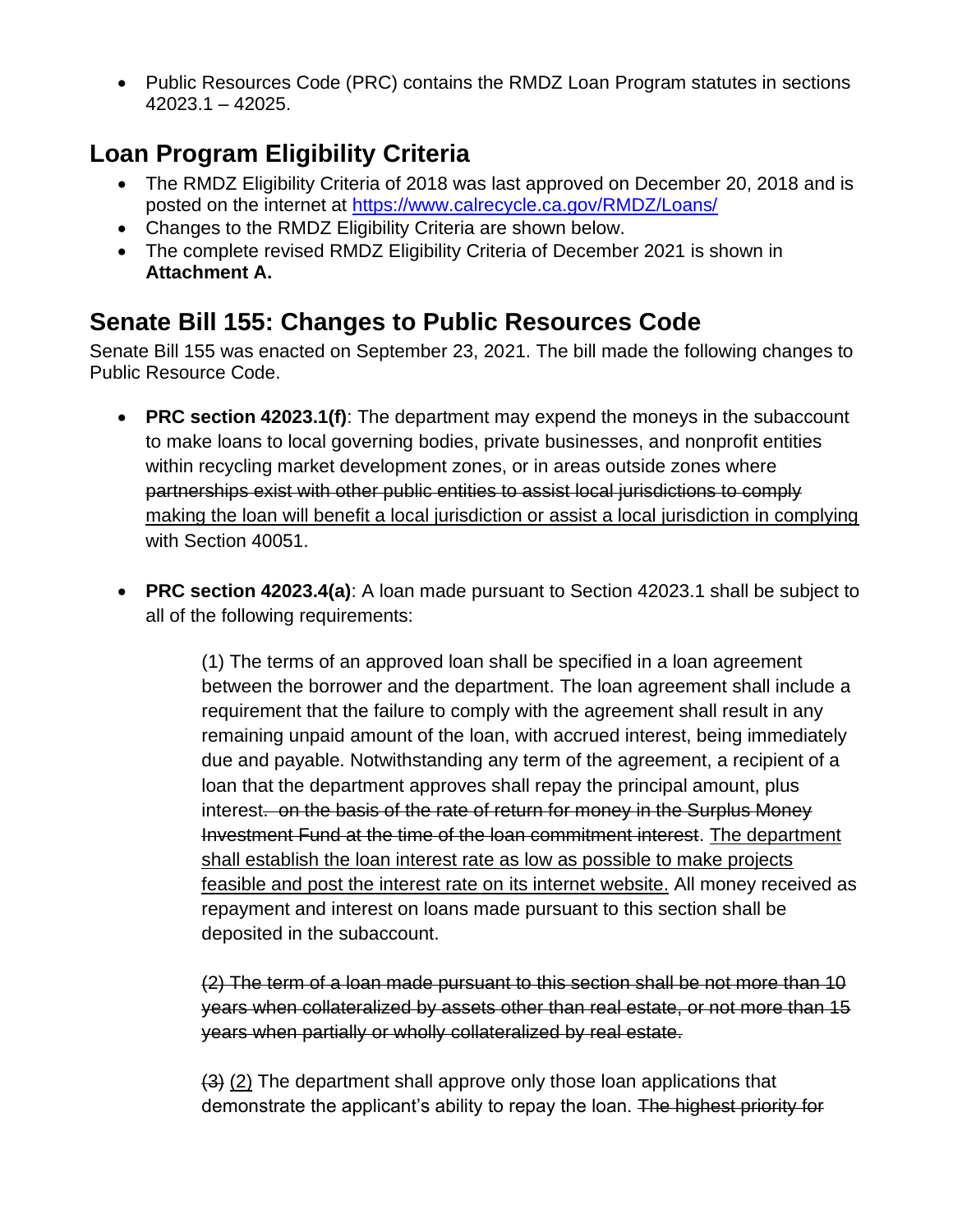- Public Resources Code (PRC) contains the RMDZ Loan Program statutes in sections 42023.1 – 42025.

## Loan Program Eligibility Criteria

- The RMDZ Eligibility Criteria of 2018 was last approved on December 20, 2018 and is posted on the internet at [https://www.calrecycle.ca.gov/RMDZ/Loans/](https://www.calrecycle.ca.gov/RMDZ/Loans/)
- Changes to the RMDZ Eligibility Criteria are shown below.
- The complete revised RMDZ Eligibility Criteria of December 2021 is shown in **Attachment A.**

## Senate Bill 155: Changes to Public Resources Code

Senate Bill 155 was enacted on September 23, 2021. The bill made the following changes to Public Resource Code.

- **PRC section 42023.1(f)**: The department may expend the moneys in the subaccount to make loans to local governing bodies, private businesses, and nonprofit entities within recycling market development zones, or in areas outside zones where ~~partnerships exist with other public entities to assist local jurisdictions to comply~~ <u>making the loan will benefit a local jurisdiction or assist a local jurisdiction in complying</u> with Section 40051.

- **PRC section 42023.4(a)**: A loan made pursuant to Section 42023.1 shall be subject to all of the following requirements:

  (1) The terms of an approved loan shall be specified in a loan agreement between the borrower and the department. The loan agreement shall include a requirement that the failure to comply with the agreement shall result in any remaining unpaid amount of the loan, with accrued interest, being immediately due and payable. Notwithstanding any term of the agreement, a recipient of a loan that the department approves shall repay the principal amount, plus interest~~. on the basis of the rate of return for money in the Surplus Money Investment Fund at the time of the loan commitment interest~~. <u>The department shall establish the loan interest rate as low as possible to make projects feasible and post the interest rate on its internet website.</u> All money received as repayment and interest on loans made pursuant to this section shall be deposited in the subaccount.

  ~~(2) The term of a loan made pursuant to this section shall be not more than 10 years when collateralized by assets other than real estate, or not more than 15 years when partially or wholly collateralized by real estate.~~

  ~~(3)~~ <u>(2)</u> The department shall approve only those loan applications that demonstrate the applicant's ability to repay the loan. ~~The highest priority for~~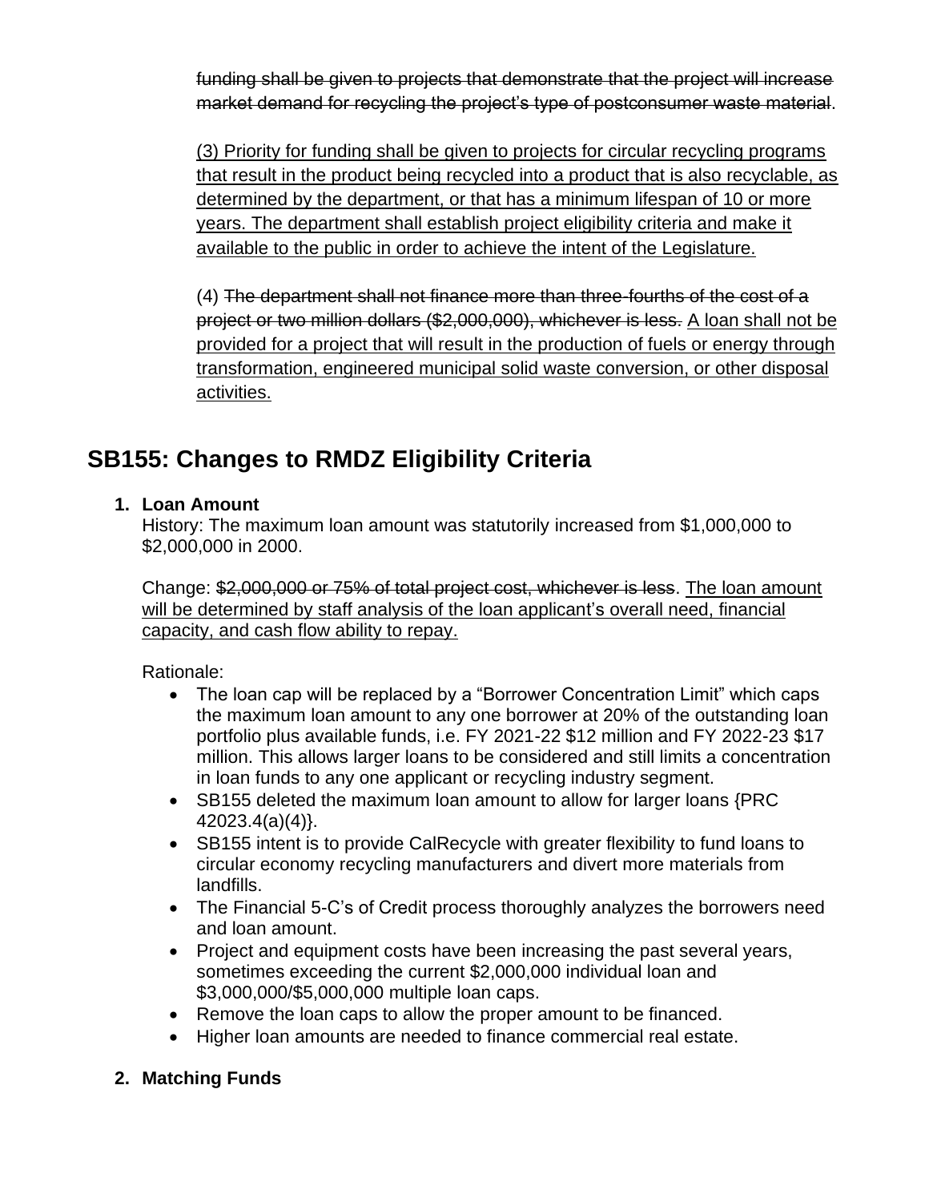~~funding shall be given to projects that demonstrate that the project will increase market demand for recycling the project's type of postconsumer waste material~~.

<u>(3) Priority for funding shall be given to projects for circular recycling programs that result in the product being recycled into a product that is also recyclable, as determined by the department, or that has a minimum lifespan of 10 or more years. The department shall establish project eligibility criteria and make it available to the public in order to achieve the intent of the Legislature.</u>

(4) ~~The department shall not finance more than three-fourths of the cost of a project or two million dollars ($2,000,000), whichever is less.~~ <u>A loan shall not be provided for a project that will result in the production of fuels or energy through transformation, engineered municipal solid waste conversion, or other disposal activities.</u>

## SB155: Changes to RMDZ Eligibility Criteria

1. **Loan Amount**

   History: The maximum loan amount was statutorily increased from $1,000,000 to $2,000,000 in 2000.

   Change: ~~$2,000,000 or 75% of total project cost, whichever is less~~. <u>The loan amount will be determined by staff analysis of the loan applicant's overall need, financial capacity, and cash flow ability to repay.</u>

   Rationale:

   - The loan cap will be replaced by a "Borrower Concentration Limit" which caps the maximum loan amount to any one borrower at 20% of the outstanding loan portfolio plus available funds, i.e. FY 2021-22 $12 million and FY 2022-23 $17 million. This allows larger loans to be considered and still limits a concentration in loan funds to any one applicant or recycling industry segment.
   - SB155 deleted the maximum loan amount to allow for larger loans {PRC 42023.4(a)(4)}.
   - SB155 intent is to provide CalRecycle with greater flexibility to fund loans to circular economy recycling manufacturers and divert more materials from landfills.
   - The Financial 5-C's of Credit process thoroughly analyzes the borrowers need and loan amount.
   - Project and equipment costs have been increasing the past several years, sometimes exceeding the current $2,000,000 individual loan and $3,000,000/$5,000,000 multiple loan caps.
   - Remove the loan caps to allow the proper amount to be financed.
   - Higher loan amounts are needed to finance commercial real estate.

2. **Matching Funds**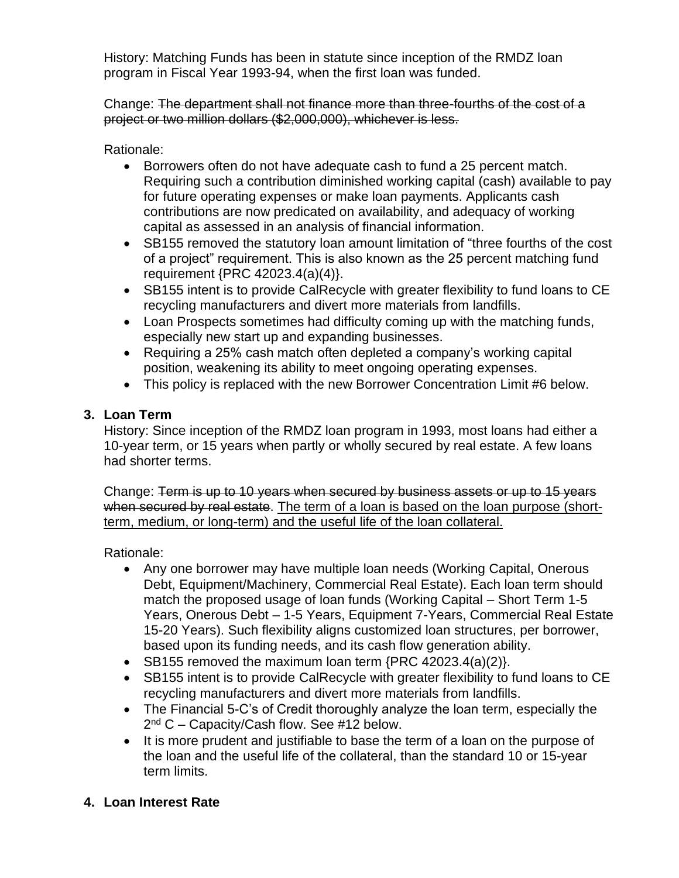History: Matching Funds has been in statute since inception of the RMDZ loan program in Fiscal Year 1993-94, when the first loan was funded.

Change: ~~The department shall not finance more than three-fourths of the cost of a project or two million dollars ($2,000,000), whichever is less.~~

Rationale:

- Borrowers often do not have adequate cash to fund a 25 percent match. Requiring such a contribution diminished working capital (cash) available to pay for future operating expenses or make loan payments. Applicants cash contributions are now predicated on availability, and adequacy of working capital as assessed in an analysis of financial information.
- SB155 removed the statutory loan amount limitation of "three fourths of the cost of a project" requirement. This is also known as the 25 percent matching fund requirement {PRC 42023.4(a)(4)}.
- SB155 intent is to provide CalRecycle with greater flexibility to fund loans to CE recycling manufacturers and divert more materials from landfills.
- Loan Prospects sometimes had difficulty coming up with the matching funds, especially new start up and expanding businesses.
- Requiring a 25% cash match often depleted a company's working capital position, weakening its ability to meet ongoing operating expenses.
- This policy is replaced with the new Borrower Concentration Limit #6 below.

### 3. Loan Term

History: Since inception of the RMDZ loan program in 1993, most loans had either a 10-year term, or 15 years when partly or wholly secured by real estate. A few loans had shorter terms.

Change: ~~Term is up to 10 years when secured by business assets or up to 15 years when secured by real estate~~. <u>The term of a loan is based on the loan purpose (short-term, medium, or long-term) and the useful life of the loan collateral.</u>

Rationale:

- Any one borrower may have multiple loan needs (Working Capital, Onerous Debt, Equipment/Machinery, Commercial Real Estate). Each loan term should match the proposed usage of loan funds (Working Capital – Short Term 1-5 Years, Onerous Debt – 1-5 Years, Equipment 7-Years, Commercial Real Estate 15-20 Years). Such flexibility aligns customized loan structures, per borrower, based upon its funding needs, and its cash flow generation ability.
- SB155 removed the maximum loan term {PRC 42023.4(a)(2)}.
- SB155 intent is to provide CalRecycle with greater flexibility to fund loans to CE recycling manufacturers and divert more materials from landfills.
- The Financial 5-C's of Credit thoroughly analyze the loan term, especially the 2nd C – Capacity/Cash flow. See #12 below.
- It is more prudent and justifiable to base the term of a loan on the purpose of the loan and the useful life of the collateral, than the standard 10 or 15-year term limits.

### 4. Loan Interest Rate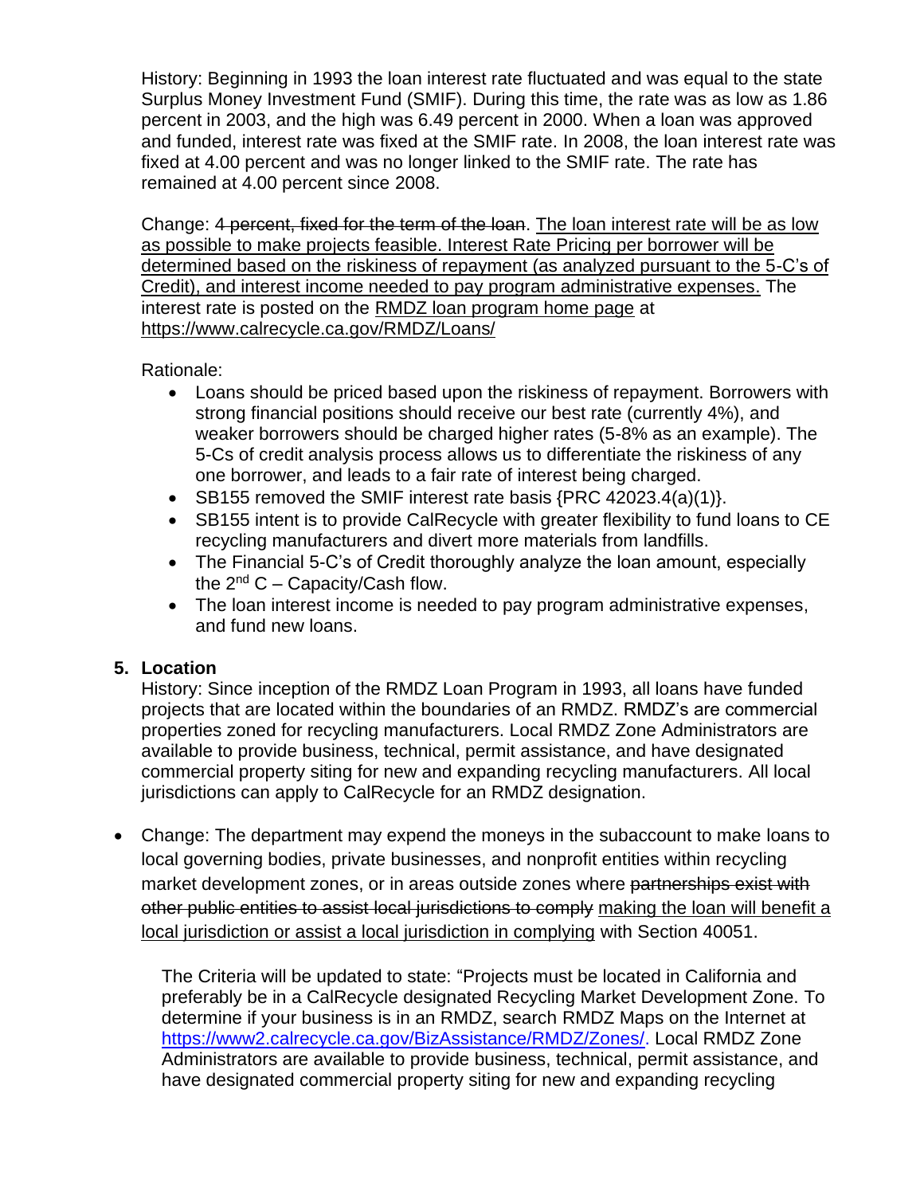History: Beginning in 1993 the loan interest rate fluctuated and was equal to the state Surplus Money Investment Fund (SMIF). During this time, the rate was as low as 1.86 percent in 2003, and the high was 6.49 percent in 2000. When a loan was approved and funded, interest rate was fixed at the SMIF rate. In 2008, the loan interest rate was fixed at 4.00 percent and was no longer linked to the SMIF rate. The rate has remained at 4.00 percent since 2008.

Change: ~~4 percent, fixed for the term of the loan~~. <u>The loan interest rate will be as low as possible to make projects feasible. Interest Rate Pricing per borrower will be determined based on the riskiness of repayment (as analyzed pursuant to the 5-C's of Credit), and interest income needed to pay program administrative expenses.</u> The interest rate is posted on the <u>RMDZ loan program home page</u> at <u>https://www.calrecycle.ca.gov/RMDZ/Loans/</u>

Rationale:

- Loans should be priced based upon the riskiness of repayment. Borrowers with strong financial positions should receive our best rate (currently 4%), and weaker borrowers should be charged higher rates (5-8% as an example). The 5-Cs of credit analysis process allows us to differentiate the riskiness of any one borrower, and leads to a fair rate of interest being charged.
- SB155 removed the SMIF interest rate basis {PRC 42023.4(a)(1)}.
- SB155 intent is to provide CalRecycle with greater flexibility to fund loans to CE recycling manufacturers and divert more materials from landfills.
- The Financial 5-C's of Credit thoroughly analyze the loan amount, especially the 2nd C – Capacity/Cash flow.
- The loan interest income is needed to pay program administrative expenses, and fund new loans.

**5. Location**

History: Since inception of the RMDZ Loan Program in 1993, all loans have funded projects that are located within the boundaries of an RMDZ. RMDZ's are commercial properties zoned for recycling manufacturers. Local RMDZ Zone Administrators are available to provide business, technical, permit assistance, and have designated commercial property siting for new and expanding recycling manufacturers. All local jurisdictions can apply to CalRecycle for an RMDZ designation.

- Change: The department may expend the moneys in the subaccount to make loans to local governing bodies, private businesses, and nonprofit entities within recycling market development zones, or in areas outside zones where ~~partnerships exist with other public entities to assist local jurisdictions to comply~~ <u>making the loan will benefit a local jurisdiction or assist a local jurisdiction in complying</u> with Section 40051.

The Criteria will be updated to state: "Projects must be located in California and preferably be in a CalRecycle designated Recycling Market Development Zone. To determine if your business is in an RMDZ, search RMDZ Maps on the Internet at https://www2.calrecycle.ca.gov/BizAssistance/RMDZ/Zones/. Local RMDZ Zone Administrators are available to provide business, technical, permit assistance, and have designated commercial property siting for new and expanding recycling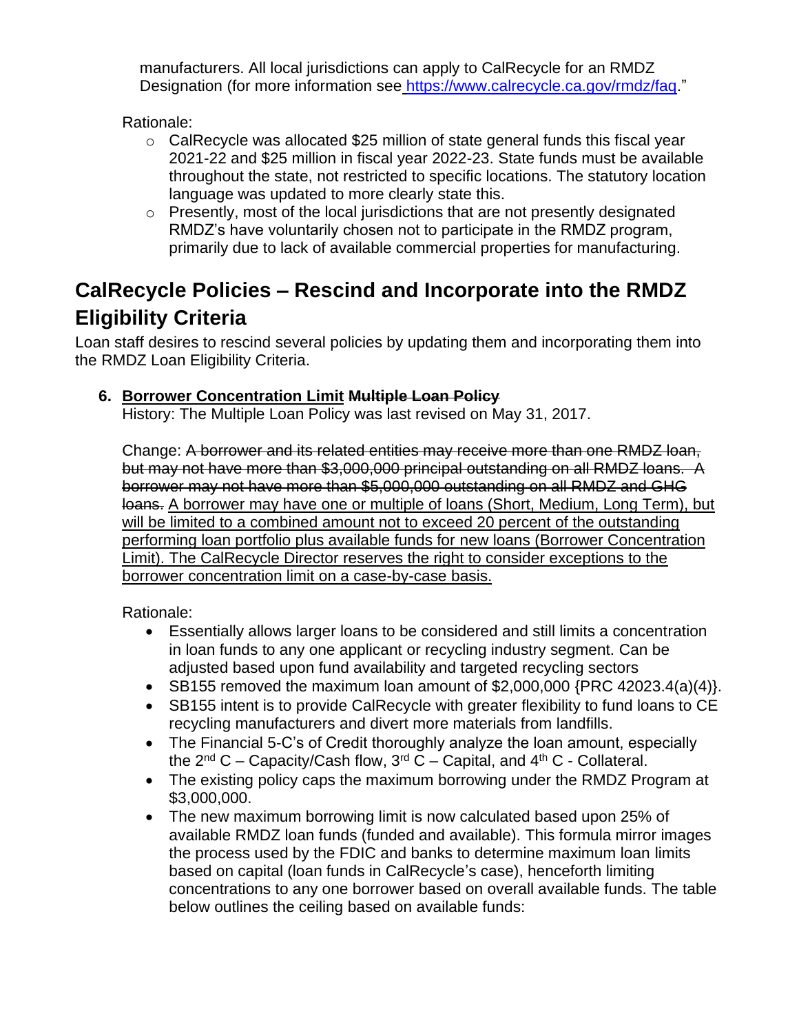manufacturers. All local jurisdictions can apply to CalRecycle for an RMDZ Designation (for more information see https://www.calrecycle.ca.gov/rmdz/faq."

Rationale:

- CalRecycle was allocated $25 million of state general funds this fiscal year 2021-22 and $25 million in fiscal year 2022-23. State funds must be available throughout the state, not restricted to specific locations. The statutory location language was updated to more clearly state this.
- Presently, most of the local jurisdictions that are not presently designated RMDZ's have voluntarily chosen not to participate in the RMDZ program, primarily due to lack of available commercial properties for manufacturing.

## CalRecycle Policies – Rescind and Incorporate into the RMDZ Eligibility Criteria

Loan staff desires to rescind several policies by updating them and incorporating them into the RMDZ Loan Eligibility Criteria.

6. <u>**Borrower Concentration Limit**</u> ~~**Multiple Loan Policy**~~

   History: The Multiple Loan Policy was last revised on May 31, 2017.

   Change: ~~A borrower and its related entities may receive more than one RMDZ loan, but may not have more than $3,000,000 principal outstanding on all RMDZ loans. A borrower may not have more than $5,000,000 outstanding on all RMDZ and GHG loans.~~ <u>A borrower may have one or multiple of loans (Short, Medium, Long Term), but will be limited to a combined amount not to exceed 20 percent of the outstanding performing loan portfolio plus available funds for new loans (Borrower Concentration Limit). The CalRecycle Director reserves the right to consider exceptions to the borrower concentration limit on a case-by-case basis.</u>

   Rationale:

   - Essentially allows larger loans to be considered and still limits a concentration in loan funds to any one applicant or recycling industry segment. Can be adjusted based upon fund availability and targeted recycling sectors
   - SB155 removed the maximum loan amount of $2,000,000 {PRC 42023.4(a)(4)}.
   - SB155 intent is to provide CalRecycle with greater flexibility to fund loans to CE recycling manufacturers and divert more materials from landfills.
   - The Financial 5-C's of Credit thoroughly analyze the loan amount, especially the 2nd C – Capacity/Cash flow, 3rd C – Capital, and 4th C - Collateral.
   - The existing policy caps the maximum borrowing under the RMDZ Program at $3,000,000.
   - The new maximum borrowing limit is now calculated based upon 25% of available RMDZ loan funds (funded and available). This formula mirror images the process used by the FDIC and banks to determine maximum loan limits based on capital (loan funds in CalRecycle's case), henceforth limiting concentrations to any one borrower based on overall available funds. The table below outlines the ceiling based on available funds: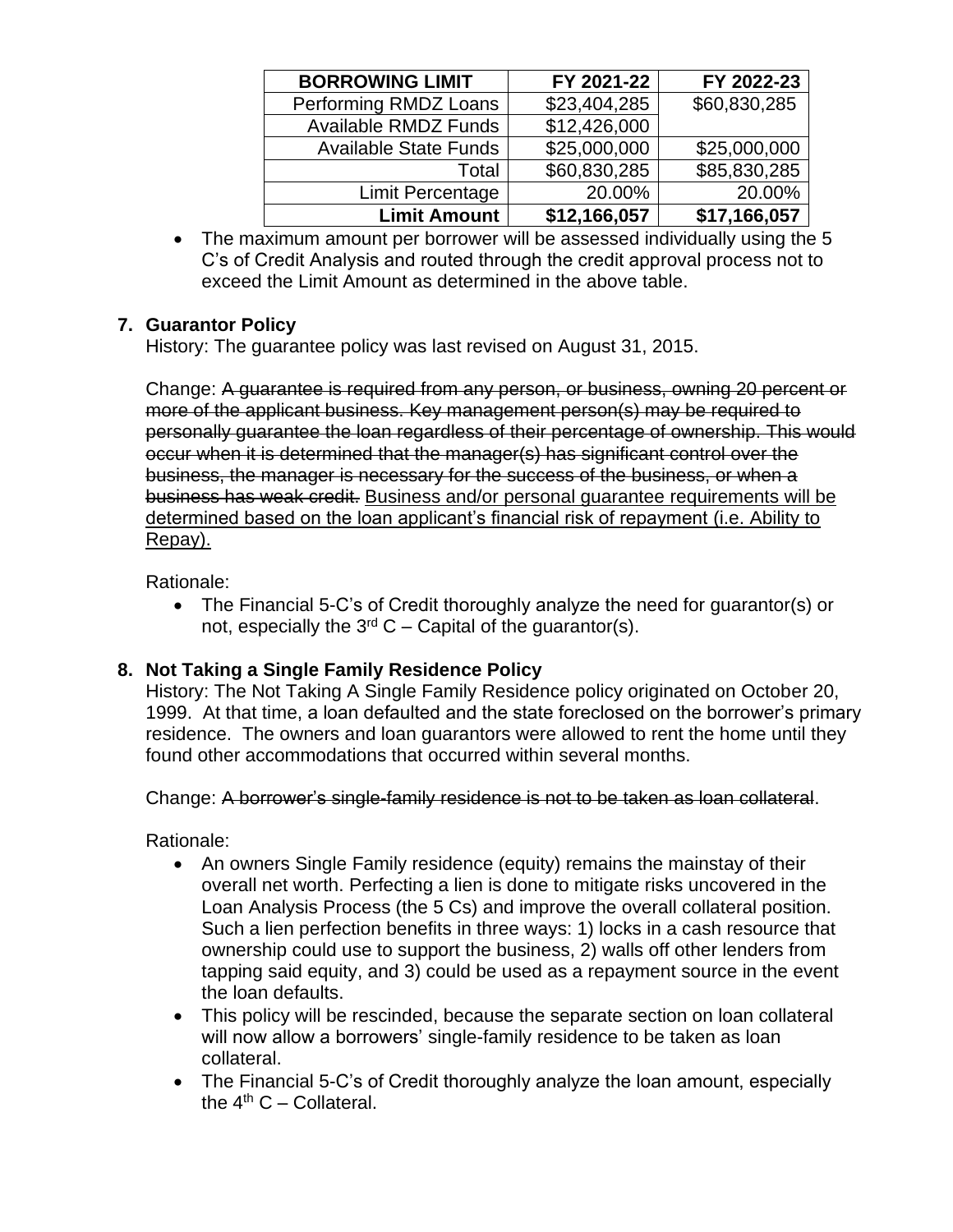| BORROWING LIMIT | FY 2021-22 | FY 2022-23 |
| --- | --- | --- |
| Performing RMDZ Loans | $23,404,285 | $60,830,285 |
| Available RMDZ Funds | $12,426,000 | |
| Available State Funds | $25,000,000 | $25,000,000 |
| Total | $60,830,285 | $85,830,285 |
| Limit Percentage | 20.00% | 20.00% |
| **Limit Amount** | **$12,166,057** | **$17,166,057** |

- The maximum amount per borrower will be assessed individually using the 5 C's of Credit Analysis and routed through the credit approval process not to exceed the Limit Amount as determined in the above table.

## 7. Guarantor Policy

History: The guarantee policy was last revised on August 31, 2015.

Change: ~~A guarantee is required from any person, or business, owning 20 percent or more of the applicant business. Key management person(s) may be required to personally guarantee the loan regardless of their percentage of ownership. This would occur when it is determined that the manager(s) has significant control over the business, the manager is necessary for the success of the business, or when a business has weak credit.~~ <u>Business and/or personal guarantee requirements will be determined based on the loan applicant's financial risk of repayment (i.e. Ability to Repay).</u>

Rationale:

- The Financial 5-C's of Credit thoroughly analyze the need for guarantor(s) or not, especially the 3rd C – Capital of the guarantor(s).

## 8. Not Taking a Single Family Residence Policy

History: The Not Taking A Single Family Residence policy originated on October 20, 1999. At that time, a loan defaulted and the state foreclosed on the borrower's primary residence. The owners and loan guarantors were allowed to rent the home until they found other accommodations that occurred within several months.

Change: ~~A borrower's single-family residence is not to be taken as loan collateral~~.

Rationale:

- An owners Single Family residence (equity) remains the mainstay of their overall net worth. Perfecting a lien is done to mitigate risks uncovered in the Loan Analysis Process (the 5 Cs) and improve the overall collateral position. Such a lien perfection benefits in three ways: 1) locks in a cash resource that ownership could use to support the business, 2) walls off other lenders from tapping said equity, and 3) could be used as a repayment source in the event the loan defaults.
- This policy will be rescinded, because the separate section on loan collateral will now allow a borrowers' single-family residence to be taken as loan collateral.
- The Financial 5-C's of Credit thoroughly analyze the loan amount, especially the 4th C – Collateral.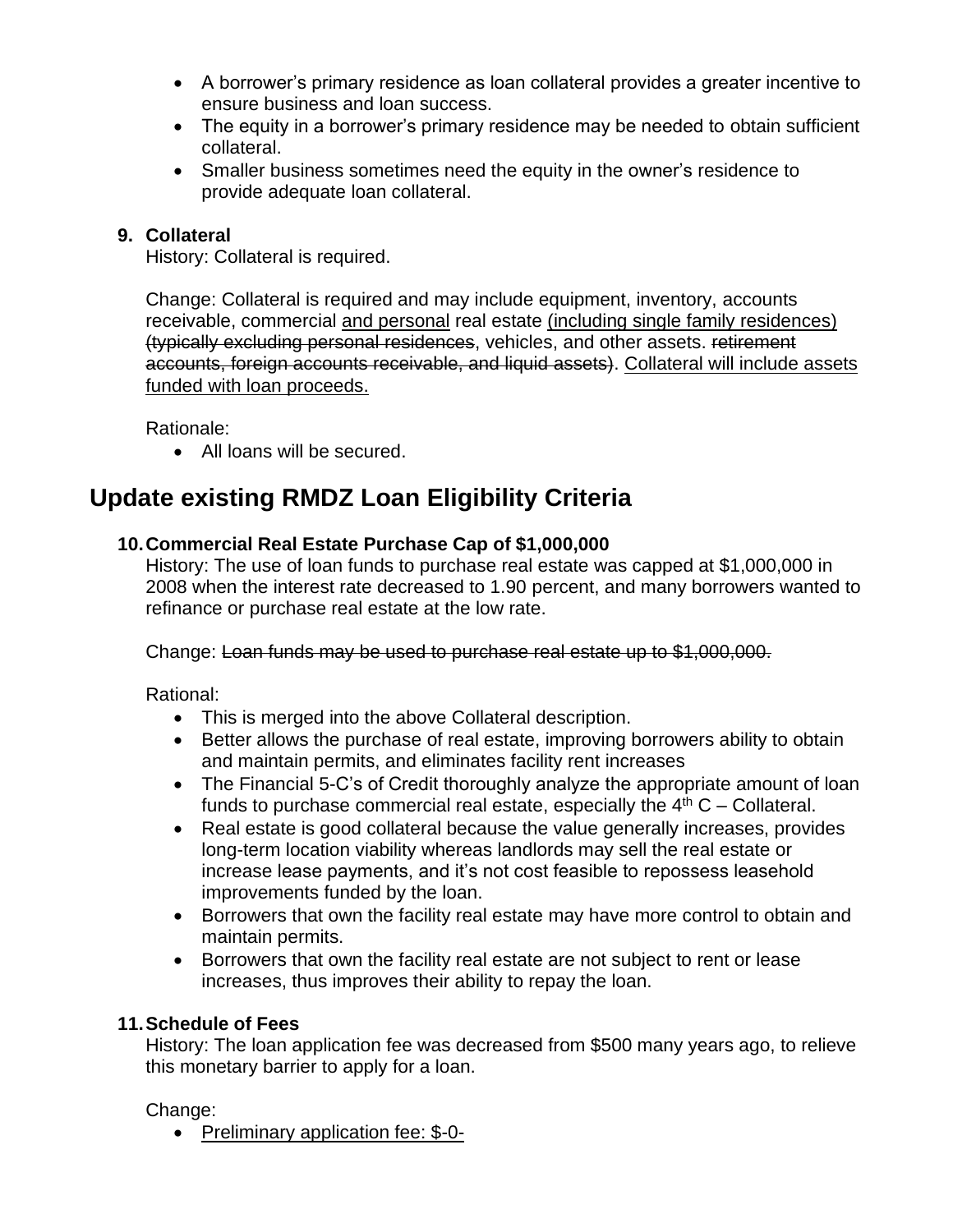- A borrower's primary residence as loan collateral provides a greater incentive to ensure business and loan success.
- The equity in a borrower's primary residence may be needed to obtain sufficient collateral.
- Smaller business sometimes need the equity in the owner's residence to provide adequate loan collateral.

**9. Collateral**

History: Collateral is required.

Change: Collateral is required and may include equipment, inventory, accounts receivable, commercial <u>and personal</u> real estate <u>(including single family residences)</u> ~~(typically excluding personal residences~~, vehicles, and other assets. ~~retirement accounts, foreign accounts receivable, and liquid assets)~~. <u>Collateral will include assets funded with loan proceeds.</u>

Rationale:

- All loans will be secured.

# Update existing RMDZ Loan Eligibility Criteria

**10. Commercial Real Estate Purchase Cap of $1,000,000**

History: The use of loan funds to purchase real estate was capped at $1,000,000 in 2008 when the interest rate decreased to 1.90 percent, and many borrowers wanted to refinance or purchase real estate at the low rate.

Change: ~~Loan funds may be used to purchase real estate up to $1,000,000.~~

Rational:

- This is merged into the above Collateral description.
- Better allows the purchase of real estate, improving borrowers ability to obtain and maintain permits, and eliminates facility rent increases
- The Financial 5-C's of Credit thoroughly analyze the appropriate amount of loan funds to purchase commercial real estate, especially the 4th C – Collateral.
- Real estate is good collateral because the value generally increases, provides long-term location viability whereas landlords may sell the real estate or increase lease payments, and it's not cost feasible to repossess leasehold improvements funded by the loan.
- Borrowers that own the facility real estate may have more control to obtain and maintain permits.
- Borrowers that own the facility real estate are not subject to rent or lease increases, thus improves their ability to repay the loan.

**11. Schedule of Fees**

History: The loan application fee was decreased from $500 many years ago, to relieve this monetary barrier to apply for a loan.

Change:

- <u>Preliminary application fee: $-0-</u>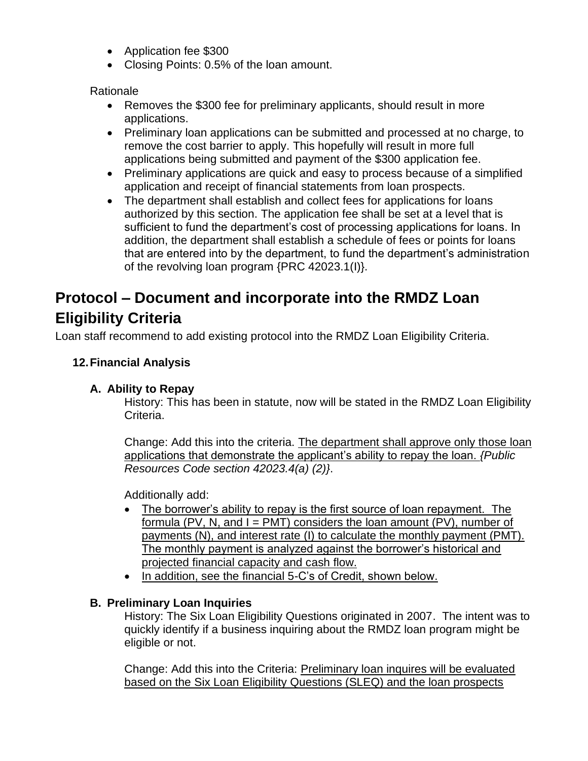- Application fee $300
- Closing Points: 0.5% of the loan amount.

Rationale

- Removes the $300 fee for preliminary applicants, should result in more applications.
- Preliminary loan applications can be submitted and processed at no charge, to remove the cost barrier to apply. This hopefully will result in more full applications being submitted and payment of the $300 application fee.
- Preliminary applications are quick and easy to process because of a simplified application and receipt of financial statements from loan prospects.
- The department shall establish and collect fees for applications for loans authorized by this section. The application fee shall be set at a level that is sufficient to fund the department's cost of processing applications for loans. In addition, the department shall establish a schedule of fees or points for loans that are entered into by the department, to fund the department's administration of the revolving loan program {PRC 42023.1(I)}.

# Protocol – Document and incorporate into the RMDZ Loan Eligibility Criteria

Loan staff recommend to add existing protocol into the RMDZ Loan Eligibility Criteria.

## 12. Financial Analysis

### A. Ability to Repay

History: This has been in statute, now will be stated in the RMDZ Loan Eligibility Criteria.

Change: Add this into the criteria. <u>The department shall approve only those loan applications that demonstrate the applicant's ability to repay the loan.</u> *{Public Resources Code section 42023.4(a) (2)}*.

Additionally add:

- <u>The borrower's ability to repay is the first source of loan repayment. The formula (PV, N, and I = PMT) considers the loan amount (PV), number of payments (N), and interest rate (I) to calculate the monthly payment (PMT). The monthly payment is analyzed against the borrower's historical and projected financial capacity and cash flow.</u>
- <u>In addition, see the financial 5-C's of Credit, shown below.</u>

### B. Preliminary Loan Inquiries

History: The Six Loan Eligibility Questions originated in 2007. The intent was to quickly identify if a business inquiring about the RMDZ loan program might be eligible or not.

Change: Add this into the Criteria: <u>Preliminary loan inquires will be evaluated based on the Six Loan Eligibility Questions (SLEQ) and the loan prospects</u>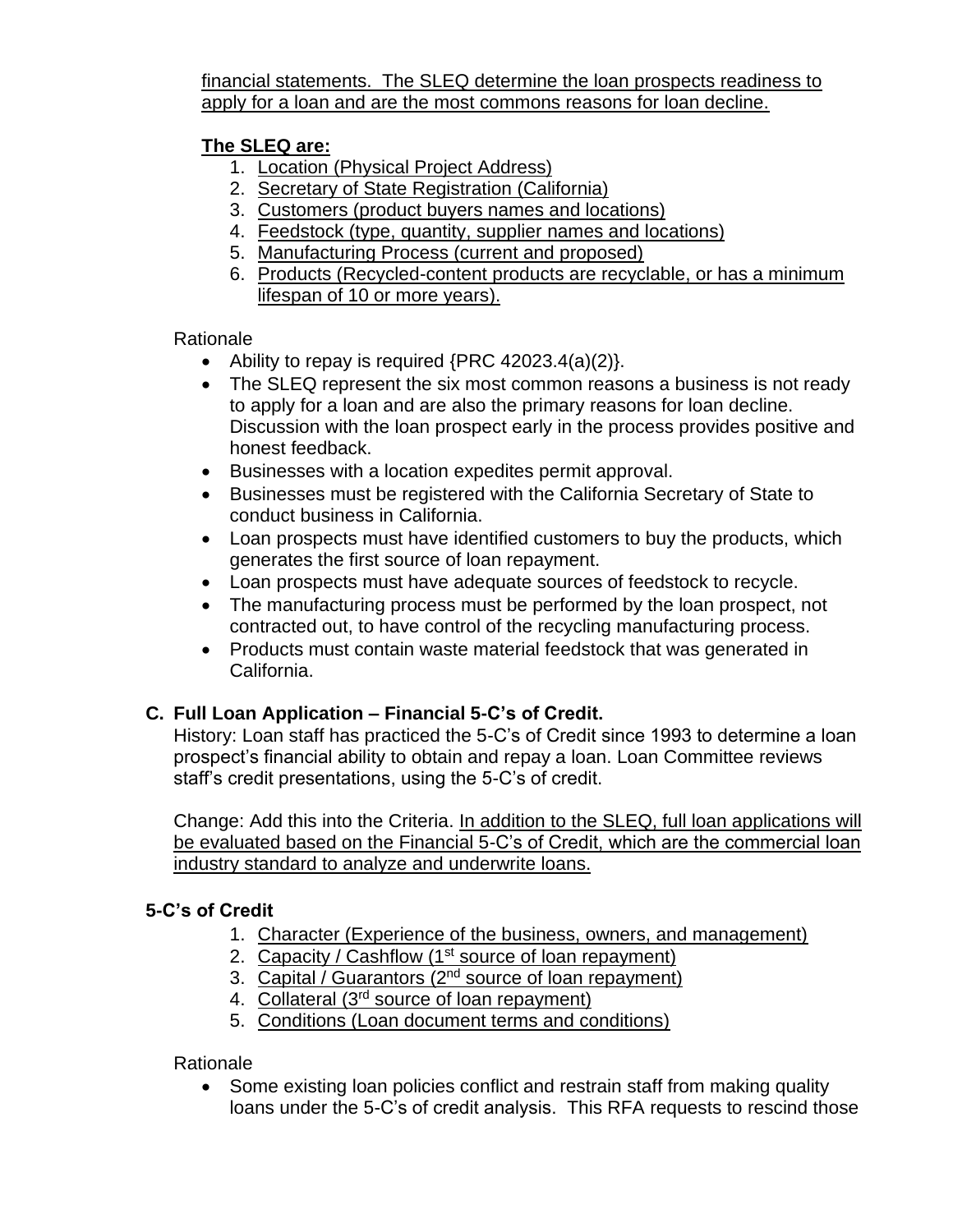financial statements. The SLEQ determine the loan prospects readiness to apply for a loan and are the most commons reasons for loan decline.

**The SLEQ are:**

1. Location (Physical Project Address)
2. Secretary of State Registration (California)
3. Customers (product buyers names and locations)
4. Feedstock (type, quantity, supplier names and locations)
5. Manufacturing Process (current and proposed)
6. Products (Recycled-content products are recyclable, or has a minimum lifespan of 10 or more years).

Rationale

- Ability to repay is required {PRC 42023.4(a)(2)}.
- The SLEQ represent the six most common reasons a business is not ready to apply for a loan and are also the primary reasons for loan decline. Discussion with the loan prospect early in the process provides positive and honest feedback.
- Businesses with a location expedites permit approval.
- Businesses must be registered with the California Secretary of State to conduct business in California.
- Loan prospects must have identified customers to buy the products, which generates the first source of loan repayment.
- Loan prospects must have adequate sources of feedstock to recycle.
- The manufacturing process must be performed by the loan prospect, not contracted out, to have control of the recycling manufacturing process.
- Products must contain waste material feedstock that was generated in California.

### C. Full Loan Application – Financial 5-C's of Credit.

History: Loan staff has practiced the 5-C's of Credit since 1993 to determine a loan prospect's financial ability to obtain and repay a loan. Loan Committee reviews staff's credit presentations, using the 5-C's of credit.

Change: Add this into the Criteria. In addition to the SLEQ, full loan applications will be evaluated based on the Financial 5-C's of Credit, which are the commercial loan industry standard to analyze and underwrite loans.

### 5-C's of Credit

1. Character (Experience of the business, owners, and management)
2. Capacity / Cashflow (1st source of loan repayment)
3. Capital / Guarantors (2nd source of loan repayment)
4. Collateral (3rd source of loan repayment)
5. Conditions (Loan document terms and conditions)

Rationale

- Some existing loan policies conflict and restrain staff from making quality loans under the 5-C's of credit analysis. This RFA requests to rescind those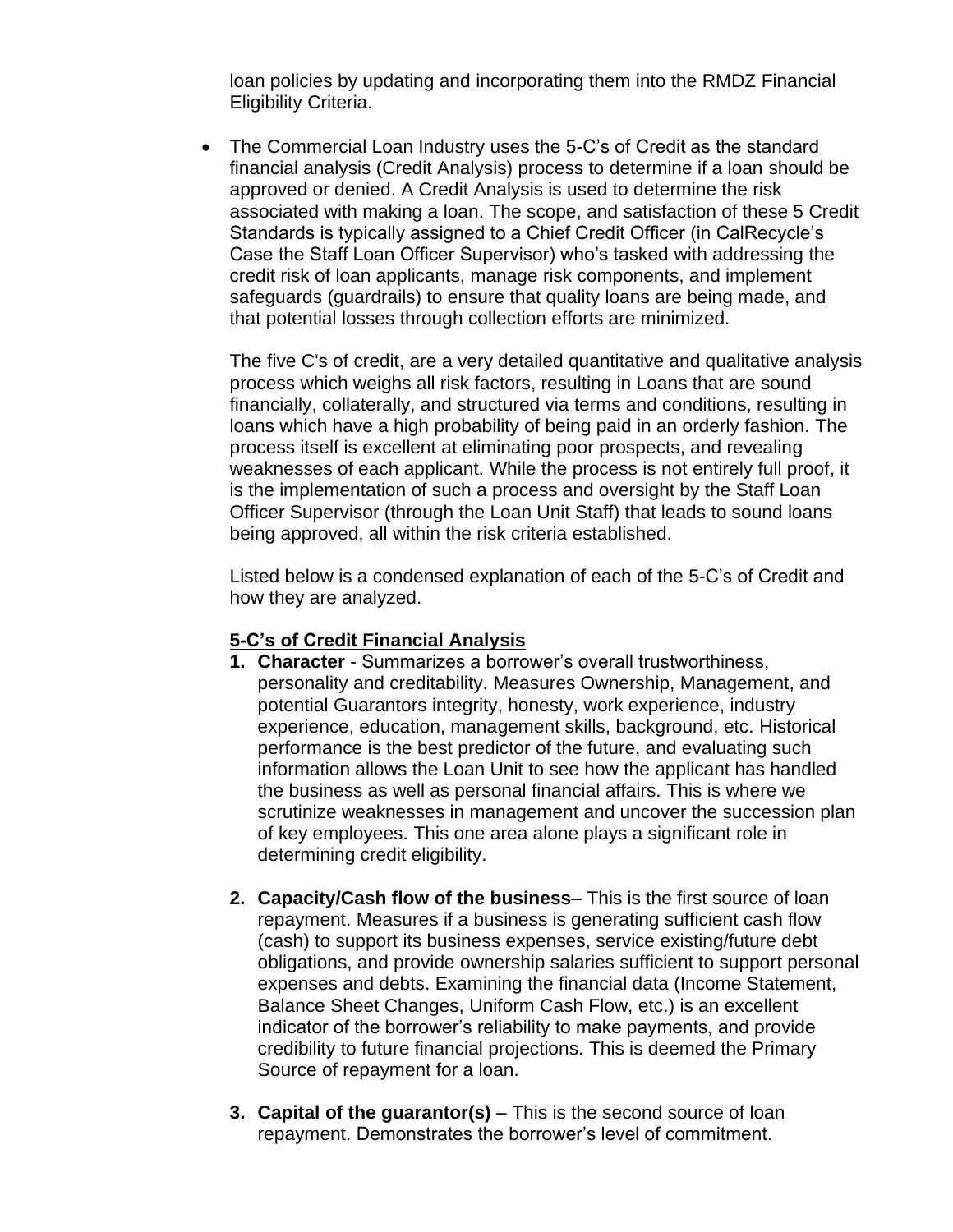loan policies by updating and incorporating them into the RMDZ Financial Eligibility Criteria.

- The Commercial Loan Industry uses the 5-C's of Credit as the standard financial analysis (Credit Analysis) process to determine if a loan should be approved or denied. A Credit Analysis is used to determine the risk associated with making a loan. The scope, and satisfaction of these 5 Credit Standards is typically assigned to a Chief Credit Officer (in CalRecycle's Case the Staff Loan Officer Supervisor) who's tasked with addressing the credit risk of loan applicants, manage risk components, and implement safeguards (guardrails) to ensure that quality loans are being made, and that potential losses through collection efforts are minimized.

  The five C's of credit, are a very detailed quantitative and qualitative analysis process which weighs all risk factors, resulting in Loans that are sound financially, collaterally, and structured via terms and conditions, resulting in loans which have a high probability of being paid in an orderly fashion. The process itself is excellent at eliminating poor prospects, and revealing weaknesses of each applicant. While the process is not entirely full proof, it is the implementation of such a process and oversight by the Staff Loan Officer Supervisor (through the Loan Unit Staff) that leads to sound loans being approved, all within the risk criteria established.

  Listed below is a condensed explanation of each of the 5-C's of Credit and how they are analyzed.

  **<u>5-C's of Credit Financial Analysis</u>**

  1. **Character** - Summarizes a borrower's overall trustworthiness, personality and creditability. Measures Ownership, Management, and potential Guarantors integrity, honesty, work experience, industry experience, education, management skills, background, etc. Historical performance is the best predictor of the future, and evaluating such information allows the Loan Unit to see how the applicant has handled the business as well as personal financial affairs. This is where we scrutinize weaknesses in management and uncover the succession plan of key employees. This one area alone plays a significant role in determining credit eligibility.

  2. **Capacity/Cash flow of the business**– This is the first source of loan repayment. Measures if a business is generating sufficient cash flow (cash) to support its business expenses, service existing/future debt obligations, and provide ownership salaries sufficient to support personal expenses and debts. Examining the financial data (Income Statement, Balance Sheet Changes, Uniform Cash Flow, etc.) is an excellent indicator of the borrower's reliability to make payments, and provide credibility to future financial projections. This is deemed the Primary Source of repayment for a loan.

  3. **Capital of the guarantor(s)** – This is the second source of loan repayment. Demonstrates the borrower's level of commitment.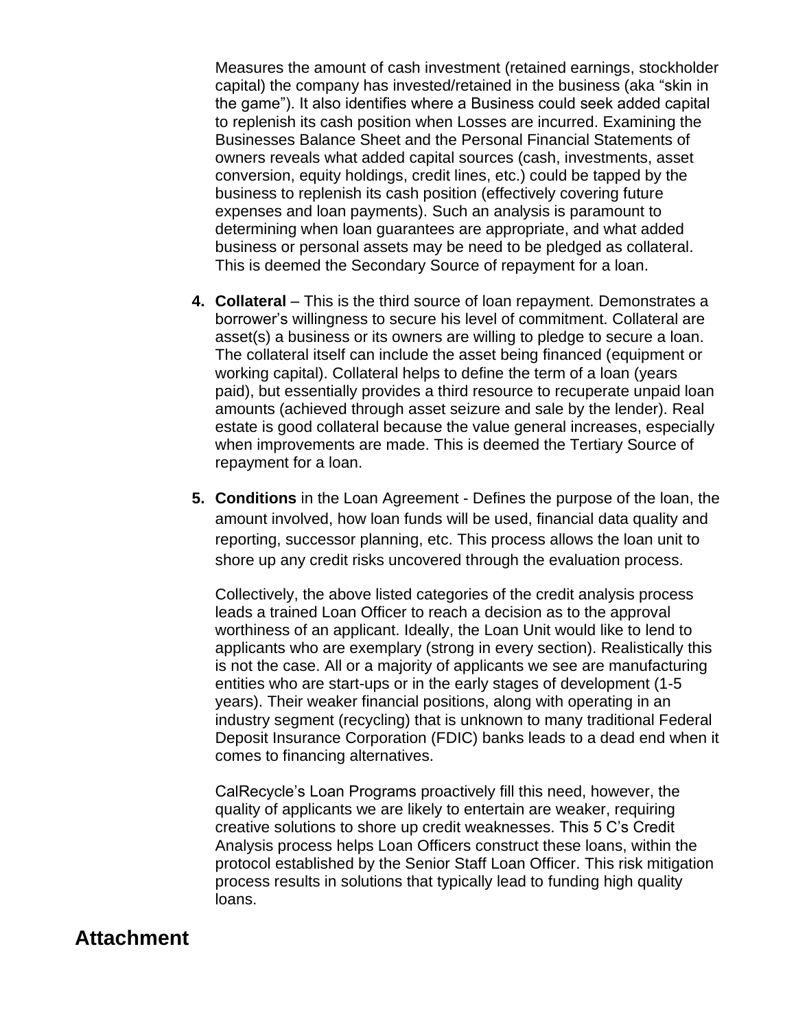Measures the amount of cash investment (retained earnings, stockholder capital) the company has invested/retained in the business (aka "skin in the game"). It also identifies where a Business could seek added capital to replenish its cash position when Losses are incurred. Examining the Businesses Balance Sheet and the Personal Financial Statements of owners reveals what added capital sources (cash, investments, asset conversion, equity holdings, credit lines, etc.) could be tapped by the business to replenish its cash position (effectively covering future expenses and loan payments). Such an analysis is paramount to determining when loan guarantees are appropriate, and what added business or personal assets may be need to be pledged as collateral. This is deemed the Secondary Source of repayment for a loan.

4. **Collateral** – This is the third source of loan repayment. Demonstrates a borrower's willingness to secure his level of commitment. Collateral are asset(s) a business or its owners are willing to pledge to secure a loan. The collateral itself can include the asset being financed (equipment or working capital). Collateral helps to define the term of a loan (years paid), but essentially provides a third resource to recuperate unpaid loan amounts (achieved through asset seizure and sale by the lender). Real estate is good collateral because the value general increases, especially when improvements are made. This is deemed the Tertiary Source of repayment for a loan.

5. **Conditions** in the Loan Agreement - Defines the purpose of the loan, the amount involved, how loan funds will be used, financial data quality and reporting, successor planning, etc. This process allows the loan unit to shore up any credit risks uncovered through the evaluation process.

   Collectively, the above listed categories of the credit analysis process leads a trained Loan Officer to reach a decision as to the approval worthiness of an applicant. Ideally, the Loan Unit would like to lend to applicants who are exemplary (strong in every section). Realistically this is not the case. All or a majority of applicants we see are manufacturing entities who are start-ups or in the early stages of development (1-5 years). Their weaker financial positions, along with operating in an industry segment (recycling) that is unknown to many traditional Federal Deposit Insurance Corporation (FDIC) banks leads to a dead end when it comes to financing alternatives.

   CalRecycle's Loan Programs proactively fill this need, however, the quality of applicants we are likely to entertain are weaker, requiring creative solutions to shore up credit weaknesses. This 5 C's Credit Analysis process helps Loan Officers construct these loans, within the protocol established by the Senior Staff Loan Officer. This risk mitigation process results in solutions that typically lead to funding high quality loans.

## Attachment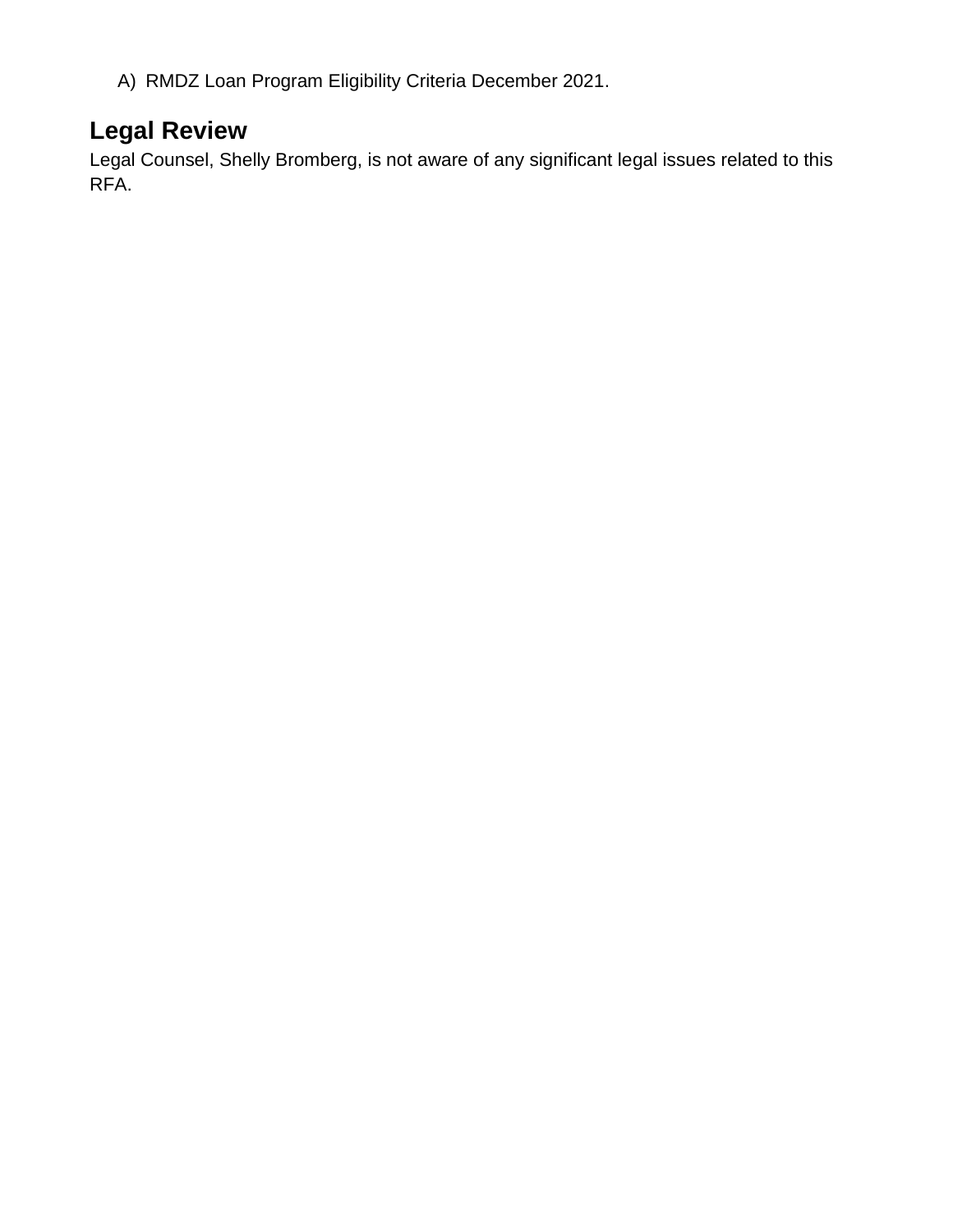A) RMDZ Loan Program Eligibility Criteria December 2021.

## Legal Review

Legal Counsel, Shelly Bromberg, is not aware of any significant legal issues related to this RFA.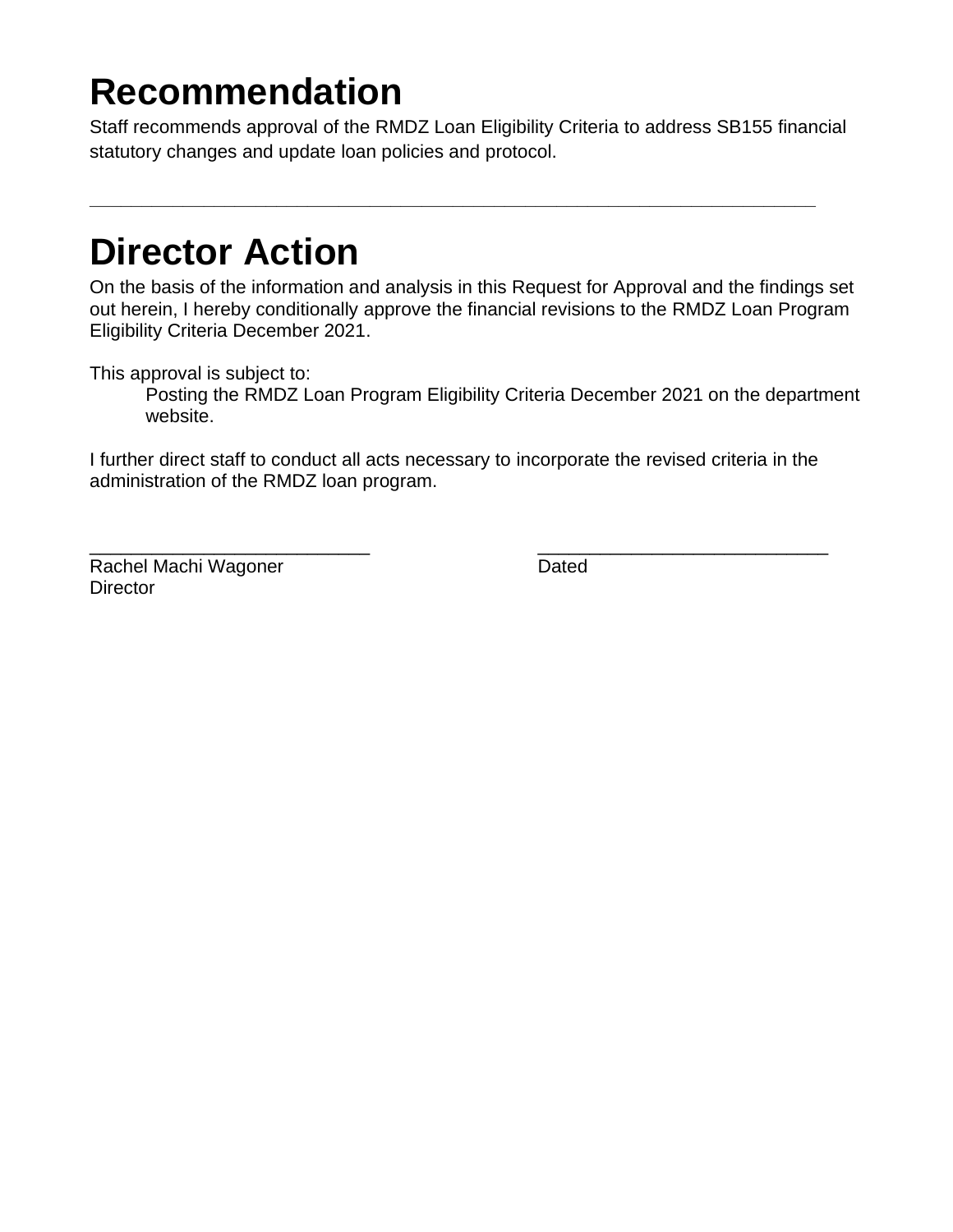# Recommendation

Staff recommends approval of the RMDZ Loan Eligibility Criteria to address SB155 financial statutory changes and update loan policies and protocol.

---

# Director Action

On the basis of the information and analysis in this Request for Approval and the findings set out herein, I hereby conditionally approve the financial revisions to the RMDZ Loan Program Eligibility Criteria December 2021.

This approval is subject to:

> Posting the RMDZ Loan Program Eligibility Criteria December 2021 on the department website.

I further direct staff to conduct all acts necessary to incorporate the revised criteria in the administration of the RMDZ loan program.

___________________________ ___________________________
Rachel Machi Wagoner Dated
Director